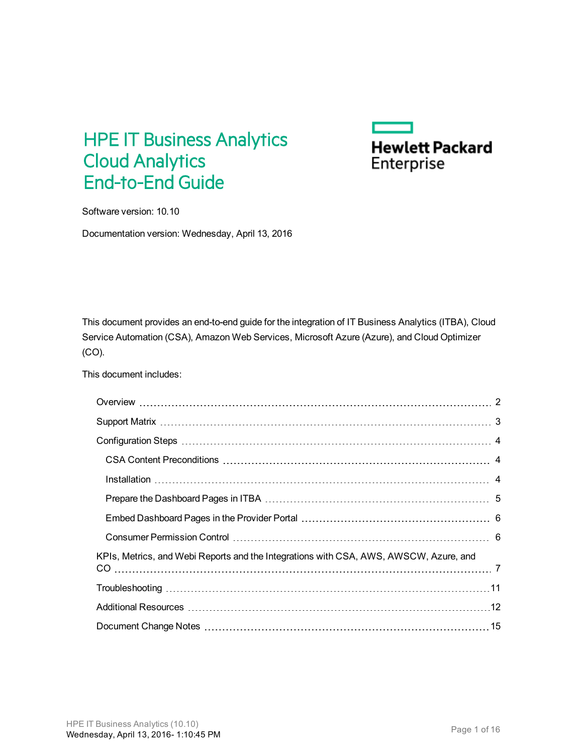# HPE IT Business Analytics Cloud Analytics End-to-End Guide

Hewlett Packard Enterprise

Software version: 10.10

Documentation version: Wednesday, April 13, 2016

This document provides an end-to-end guide for the integration of IT Business Analytics (ITBA), Cloud Service Automation (CSA), Amazon Web Services, Microsoft Azure (Azure), and Cloud Optimizer (CO).

This document includes:

- Overview ..... 2
- Support Matrix ..... 3
- Configuration Steps ..... 4
  - CSA Content Preconditions ..... 4
  - Installation ..... 4
  - Prepare the Dashboard Pages in ITBA ..... 5
  - Embed Dashboard Pages in the Provider Portal ..... 6
  - Consumer Permission Control ..... 6
- KPIs, Metrics, and Webi Reports and the Integrations with CSA, AWS, AWSCW, Azure, and CO ..... 7
- Troubleshooting ..... 11
- Additional Resources ..... 12
- Document Change Notes ..... 15

HPE IT Business Analytics (10.10)
Wednesday, April 13, 2016- 1:10:45 PM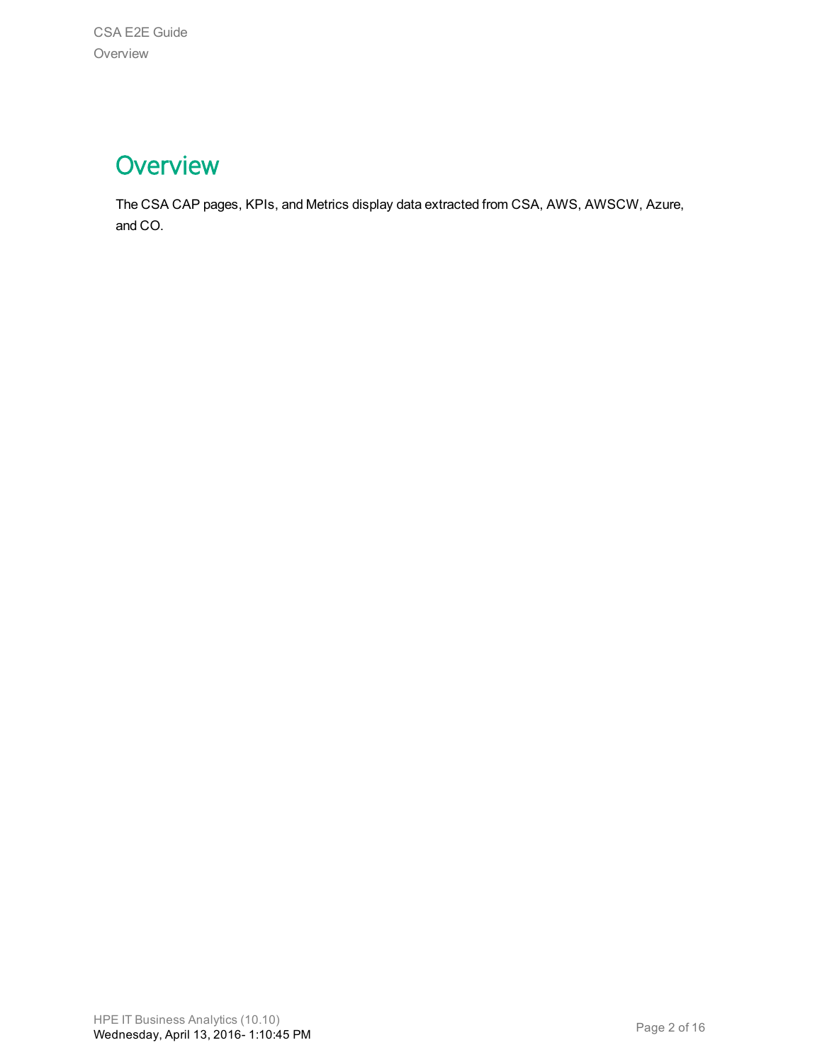# Overview

The CSA CAP pages, KPIs, and Metrics display data extracted from CSA, AWS, AWSCW, Azure, and CO.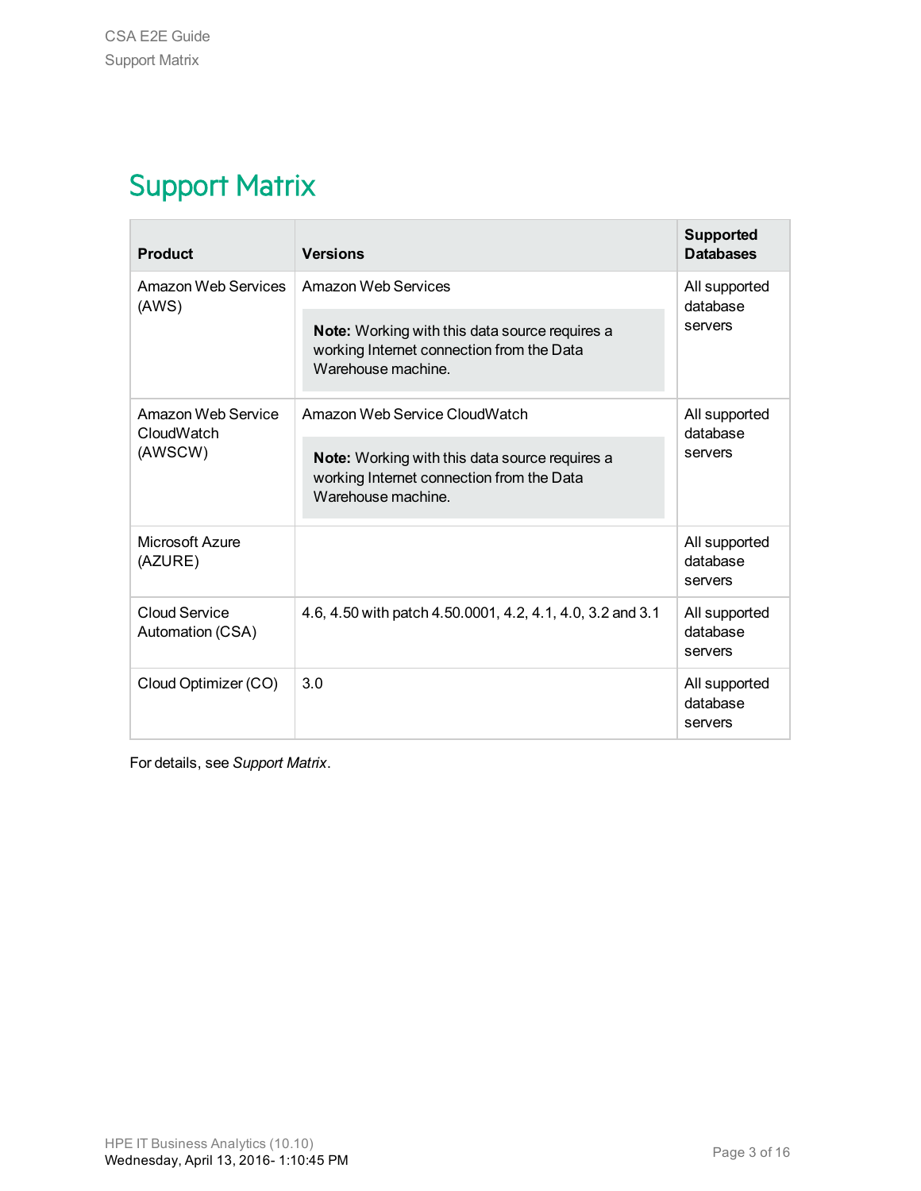# Support Matrix

| Product | Versions | Supported Databases |
|---|---|---|
| Amazon Web Services (AWS) | Amazon Web Services<br><br>**Note:** Working with this data source requires a working Internet connection from the Data Warehouse machine. | All supported database servers |
| Amazon Web Service CloudWatch (AWSCW) | Amazon Web Service CloudWatch<br><br>**Note:** Working with this data source requires a working Internet connection from the Data Warehouse machine. | All supported database servers |
| Microsoft Azure (AZURE) | | All supported database servers |
| Cloud Service Automation (CSA) | 4.6, 4.50 with patch 4.50.0001, 4.2, 4.1, 4.0, 3.2 and 3.1 | All supported database servers |
| Cloud Optimizer (CO) | 3.0 | All supported database servers |

For details, see *Support Matrix*.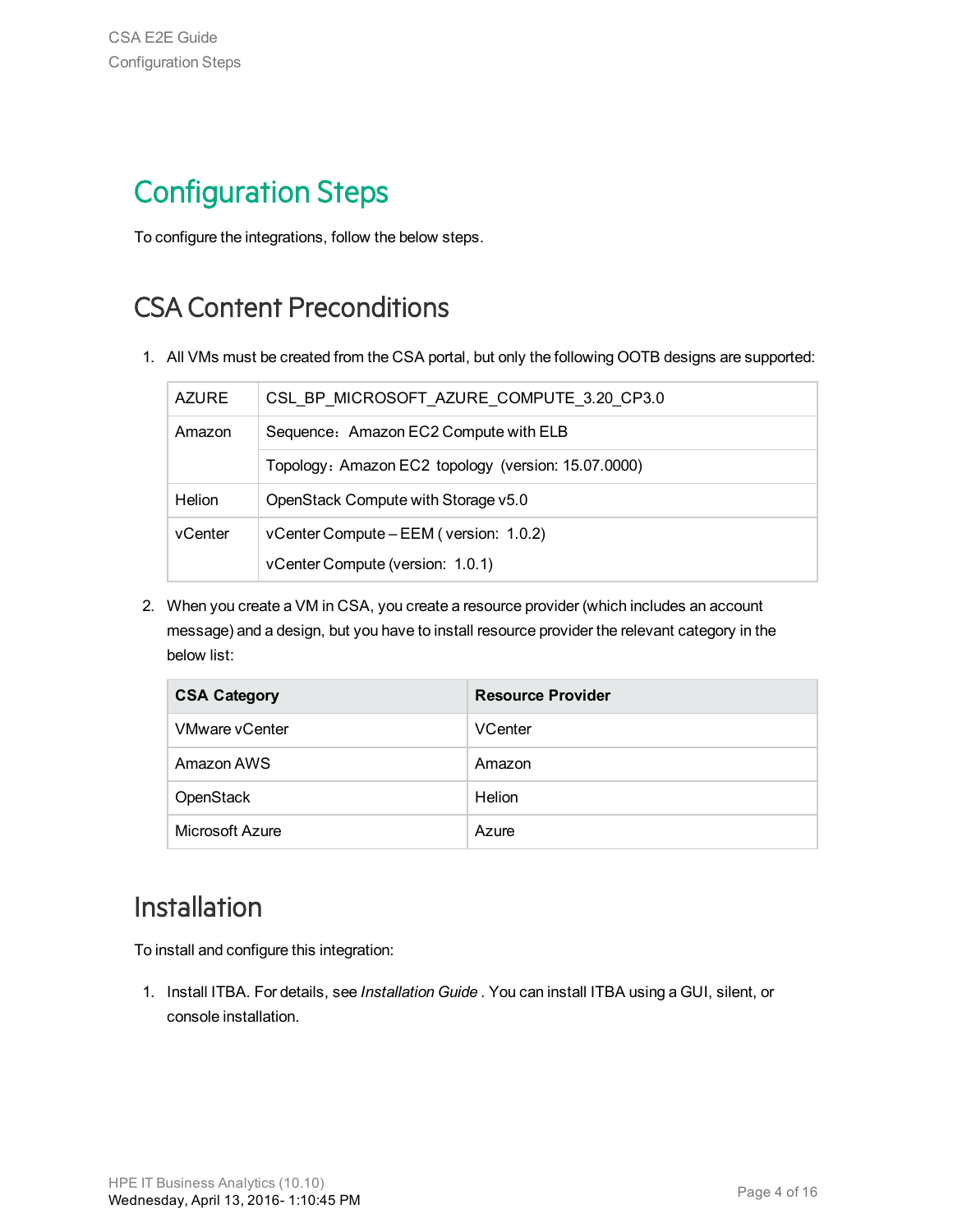# Configuration Steps

To configure the integrations, follow the below steps.

## CSA Content Preconditions

1. All VMs must be created from the CSA portal, but only the following OOTB designs are supported:

| | |
|---|---|
| AZURE | CSL_BP_MICROSOFT_AZURE_COMPUTE_3.20_CP3.0 |
| Amazon | Sequence：Amazon EC2 Compute with ELB |
| | Topology：Amazon EC2 topology (version: 15.07.0000) |
| Helion | OpenStack Compute with Storage v5.0 |
| vCenter | vCenter Compute – EEM ( version: 1.0.2)<br>vCenter Compute (version: 1.0.1) |

2. When you create a VM in CSA, you create a resource provider (which includes an account message) and a design, but you have to install resource provider the relevant category in the below list:

| CSA Category | Resource Provider |
|---|---|
| VMware vCenter | VCenter |
| Amazon AWS | Amazon |
| OpenStack | Helion |
| Microsoft Azure | Azure |

## Installation

To install and configure this integration:

1. Install ITBA. For details, see *Installation Guide* . You can install ITBA using a GUI, silent, or console installation.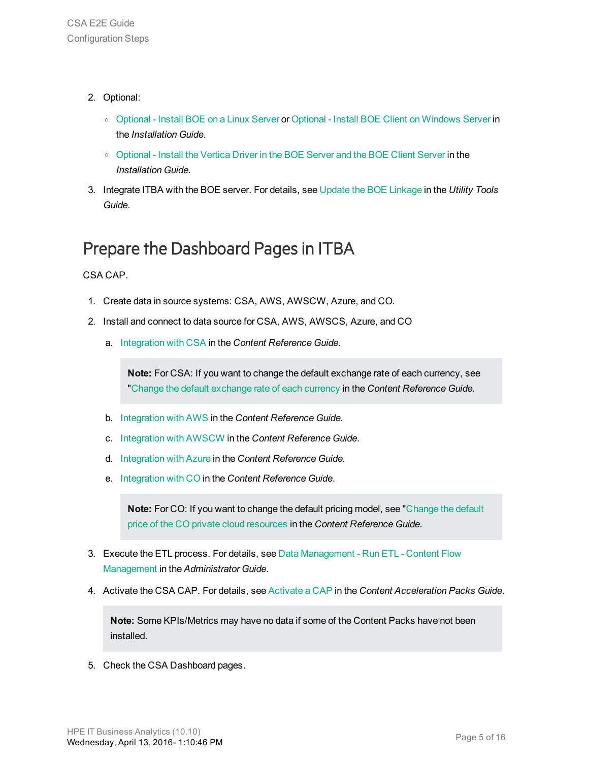2. Optional:
   - Optional - Install BOE on a Linux Server or Optional - Install BOE Client on Windows Server in the *Installation Guide*.
   - Optional - Install the Vertica Driver in the BOE Server and the BOE Client Server in the *Installation Guide*.
3. Integrate ITBA with the BOE server. For details, see Update the BOE Linkage in the *Utility Tools Guide*.

## Prepare the Dashboard Pages in ITBA

CSA CAP.

1. Create data in source systems: CSA, AWS, AWSCW, Azure, and CO.
2. Install and connect to data source for CSA, AWS, AWSCS, Azure, and CO
   a. Integration with CSA in the *Content Reference Guide*.

      > **Note:** For CSA: If you want to change the default exchange rate of each currency, see "Change the default exchange rate of each currency in the *Content Reference Guide*.

   b. Integration with AWS in the *Content Reference Guide*.
   c. Integration with AWSCW in the *Content Reference Guide*.
   d. Integration with Azure in the *Content Reference Guide*.
   e. Integration with CO in the *Content Reference Guide*.

      > **Note:** For CO: If you want to change the default pricing model, see "Change the default price of the CO private cloud resources in the *Content Reference Guide*.

3. Execute the ETL process. For details, see Data Management - Run ETL - Content Flow Management in the *Administrator Guide*.
4. Activate the CSA CAP. For details, see Activate a CAP in the *Content Acceleration Packs Guide*.

   > **Note:** Some KPIs/Metrics may have no data if some of the Content Packs have not been installed.

5. Check the CSA Dashboard pages.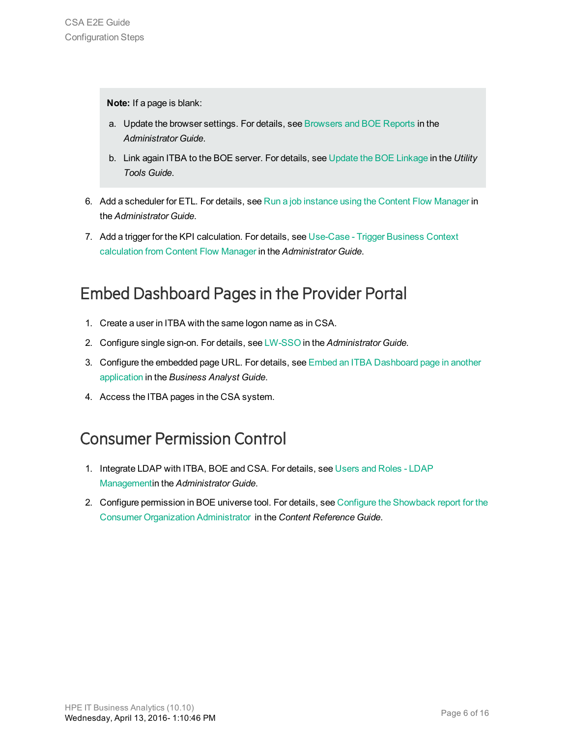> **Note:** If a page is blank:
>
> a. Update the browser settings. For details, see Browsers and BOE Reports in the *Administrator Guide*.
>
> b. Link again ITBA to the BOE server. For details, see Update the BOE Linkage in the *Utility Tools Guide*.

6. Add a scheduler for ETL. For details, see Run a job instance using the Content Flow Manager in the *Administrator Guide*.
7. Add a trigger for the KPI calculation. For details, see Use-Case - Trigger Business Context calculation from Content Flow Manager in the *Administrator Guide*.

## Embed Dashboard Pages in the Provider Portal

1. Create a user in ITBA with the same logon name as in CSA.
2. Configure single sign-on. For details, see LW-SSO in the *Administrator Guide*.
3. Configure the embedded page URL. For details, see Embed an ITBA Dashboard page in another application in the *Business Analyst Guide*.
4. Access the ITBA pages in the CSA system.

## Consumer Permission Control

1. Integrate LDAP with ITBA, BOE and CSA. For details, see Users and Roles - LDAP Managementin the *Administrator Guide*.
2. Configure permission in BOE universe tool. For details, see Configure the Showback report for the Consumer Organization Administrator in the *Content Reference Guide*.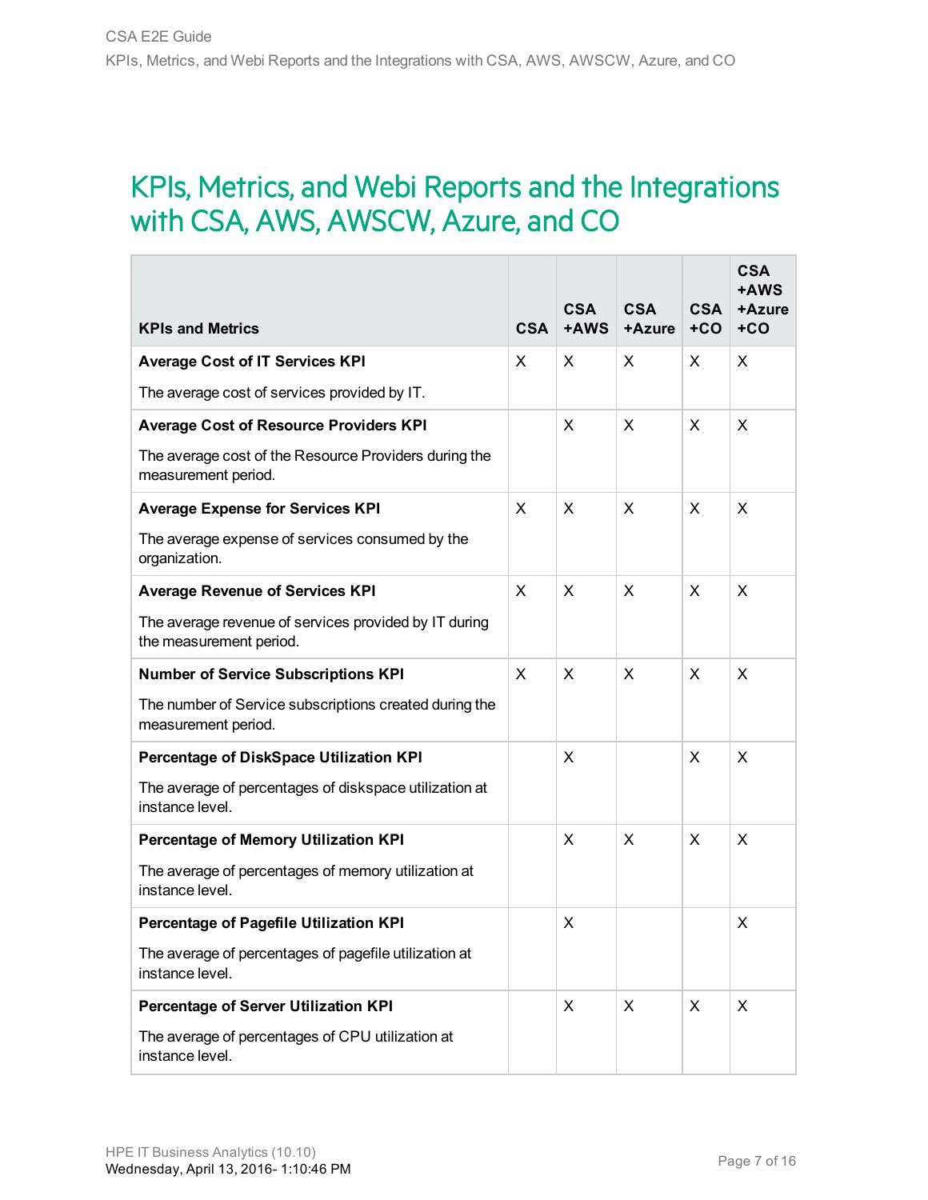# KPIs, Metrics, and Webi Reports and the Integrations with CSA, AWS, AWSCW, Azure, and CO

| KPIs and Metrics | CSA | CSA +AWS | CSA +Azure | CSA +CO | CSA +AWS +Azure +CO |
|---|---|---|---|---|---|
| **Average Cost of IT Services KPI**<br><br>The average cost of services provided by IT. | X | X | X | X | X |
| **Average Cost of Resource Providers KPI**<br><br>The average cost of the Resource Providers during the measurement period. | | X | X | X | X |
| **Average Expense for Services KPI**<br><br>The average expense of services consumed by the organization. | X | X | X | X | X |
| **Average Revenue of Services KPI**<br><br>The average revenue of services provided by IT during the measurement period. | X | X | X | X | X |
| **Number of Service Subscriptions KPI**<br><br>The number of Service subscriptions created during the measurement period. | X | X | X | X | X |
| **Percentage of DiskSpace Utilization KPI**<br><br>The average of percentages of diskspace utilization at instance level. | | X | | X | X |
| **Percentage of Memory Utilization KPI**<br><br>The average of percentages of memory utilization at instance level. | | X | X | X | X |
| **Percentage of Pagefile Utilization KPI**<br><br>The average of percentages of pagefile utilization at instance level. | | X | | | X |
| **Percentage of Server Utilization KPI**<br><br>The average of percentages of CPU utilization at instance level. | | X | X | X | X |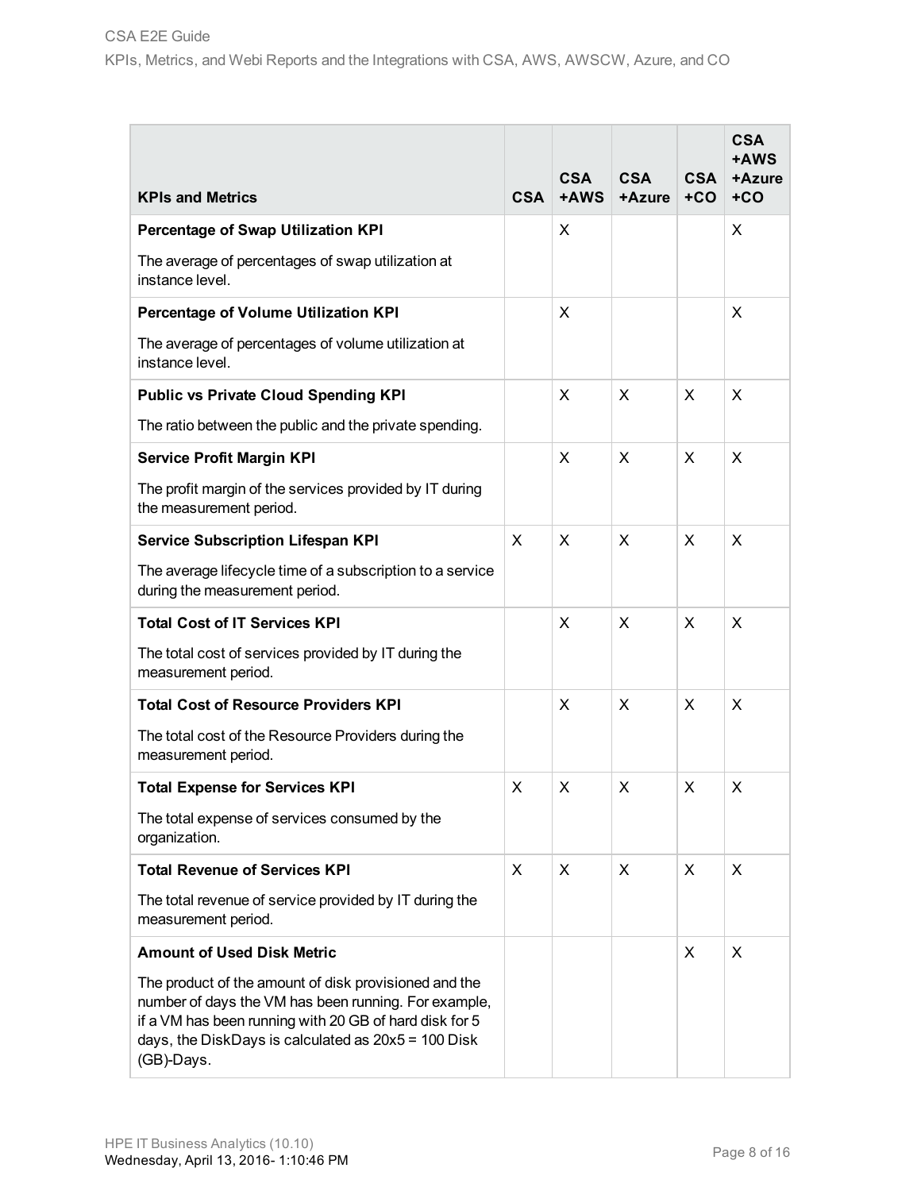| KPIs and Metrics | CSA | CSA +AWS | CSA +Azure | CSA +CO | CSA +AWS +Azure +CO |
|---|---|---|---|---|---|
| **Percentage of Swap Utilization KPI**<br><br>The average of percentages of swap utilization at instance level. | | X | | | X |
| **Percentage of Volume Utilization KPI**<br><br>The average of percentages of volume utilization at instance level. | | X | | | X |
| **Public vs Private Cloud Spending KPI**<br><br>The ratio between the public and the private spending. | | X | X | X | X |
| **Service Profit Margin KPI**<br><br>The profit margin of the services provided by IT during the measurement period. | | X | X | X | X |
| **Service Subscription Lifespan KPI**<br><br>The average lifecycle time of a subscription to a service during the measurement period. | X | X | X | X | X |
| **Total Cost of IT Services KPI**<br><br>The total cost of services provided by IT during the measurement period. | | X | X | X | X |
| **Total Cost of Resource Providers KPI**<br><br>The total cost of the Resource Providers during the measurement period. | | X | X | X | X |
| **Total Expense for Services KPI**<br><br>The total expense of services consumed by the organization. | X | X | X | X | X |
| **Total Revenue of Services KPI**<br><br>The total revenue of service provided by IT during the measurement period. | X | X | X | X | X |
| **Amount of Used Disk Metric**<br><br>The product of the amount of disk provisioned and the number of days the VM has been running. For example, if a VM has been running with 20 GB of hard disk for 5 days, the DiskDays is calculated as 20x5 = 100 Disk (GB)-Days. | | | | X | X |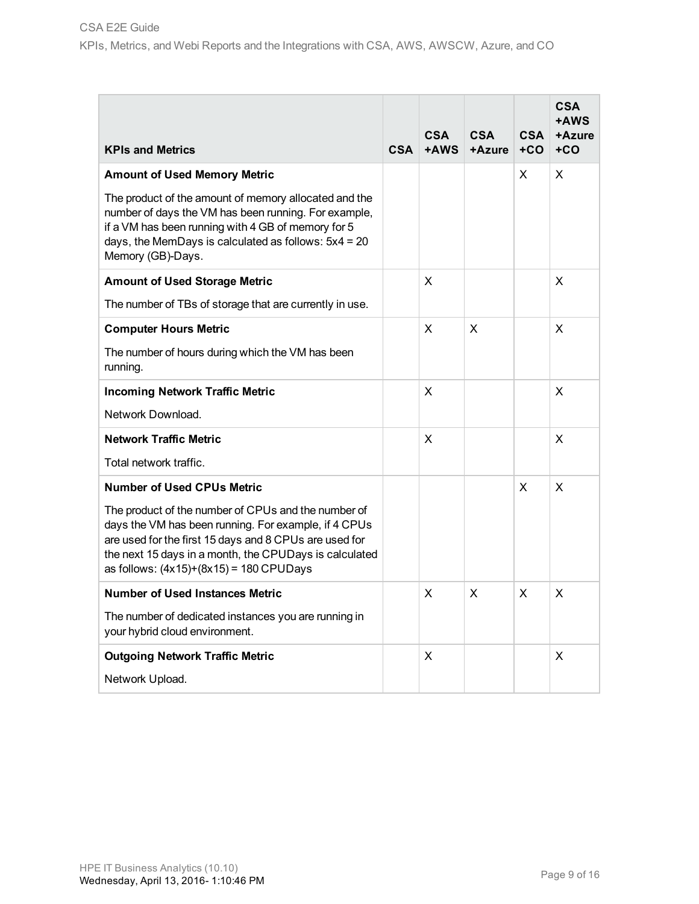| KPIs and Metrics | CSA | CSA +AWS | CSA +Azure | CSA +CO | CSA +AWS +Azure +CO |
|---|---|---|---|---|---|
| **Amount of Used Memory Metric**<br><br>The product of the amount of memory allocated and the number of days the VM has been running. For example, if a VM has been running with 4 GB of memory for 5 days, the MemDays is calculated as follows: 5x4 = 20 Memory (GB)-Days. | | | | X | X |
| **Amount of Used Storage Metric**<br><br>The number of TBs of storage that are currently in use. | | X | | | X |
| **Computer Hours Metric**<br><br>The number of hours during which the VM has been running. | | X | X | | X |
| **Incoming Network Traffic Metric**<br><br>Network Download. | | X | | | X |
| **Network Traffic Metric**<br><br>Total network traffic. | | X | | | X |
| **Number of Used CPUs Metric**<br><br>The product of the number of CPUs and the number of days the VM has been running. For example, if 4 CPUs are used for the first 15 days and 8 CPUs are used for the next 15 days in a month, the CPUDays is calculated as follows: (4x15)+(8x15) = 180 CPUDays | | | | X | X |
| **Number of Used Instances Metric**<br><br>The number of dedicated instances you are running in your hybrid cloud environment. | | X | X | X | X |
| **Outgoing Network Traffic Metric**<br><br>Network Upload. | | X | | | X |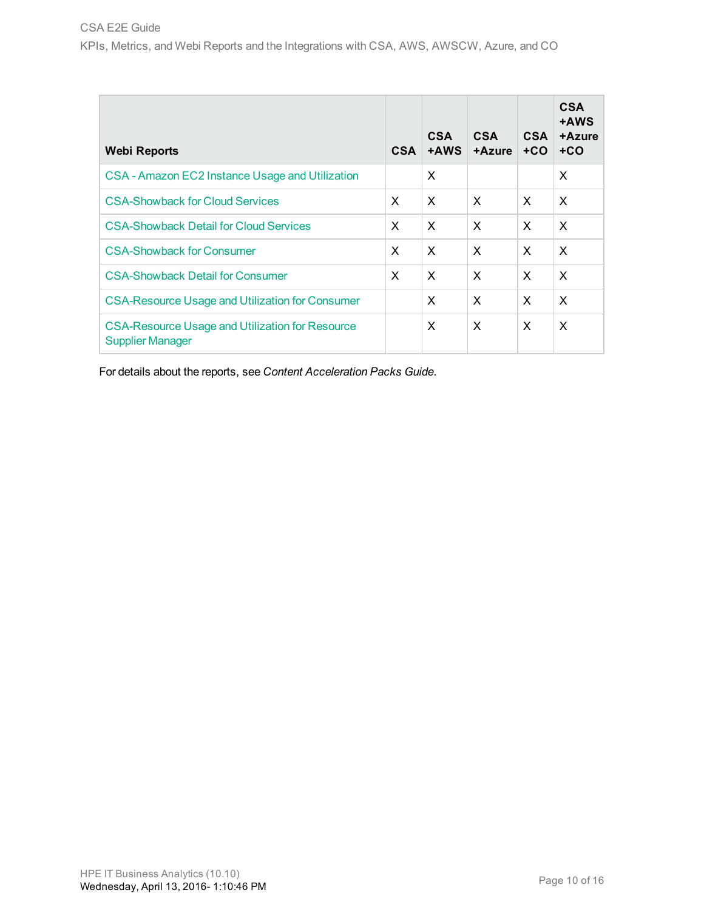| Webi Reports | CSA | CSA +AWS | CSA +Azure | CSA +CO | CSA +AWS +Azure +CO |
|---|---|---|---|---|---|
| CSA - Amazon EC2 Instance Usage and Utilization | | X | | | X |
| CSA-Showback for Cloud Services | X | X | X | X | X |
| CSA-Showback Detail for Cloud Services | X | X | X | X | X |
| CSA-Showback for Consumer | X | X | X | X | X |
| CSA-Showback Detail for Consumer | X | X | X | X | X |
| CSA-Resource Usage and Utilization for Consumer | | X | X | X | X |
| CSA-Resource Usage and Utilization for Resource Supplier Manager | | X | X | X | X |

For details about the reports, see *Content Acceleration Packs Guide*.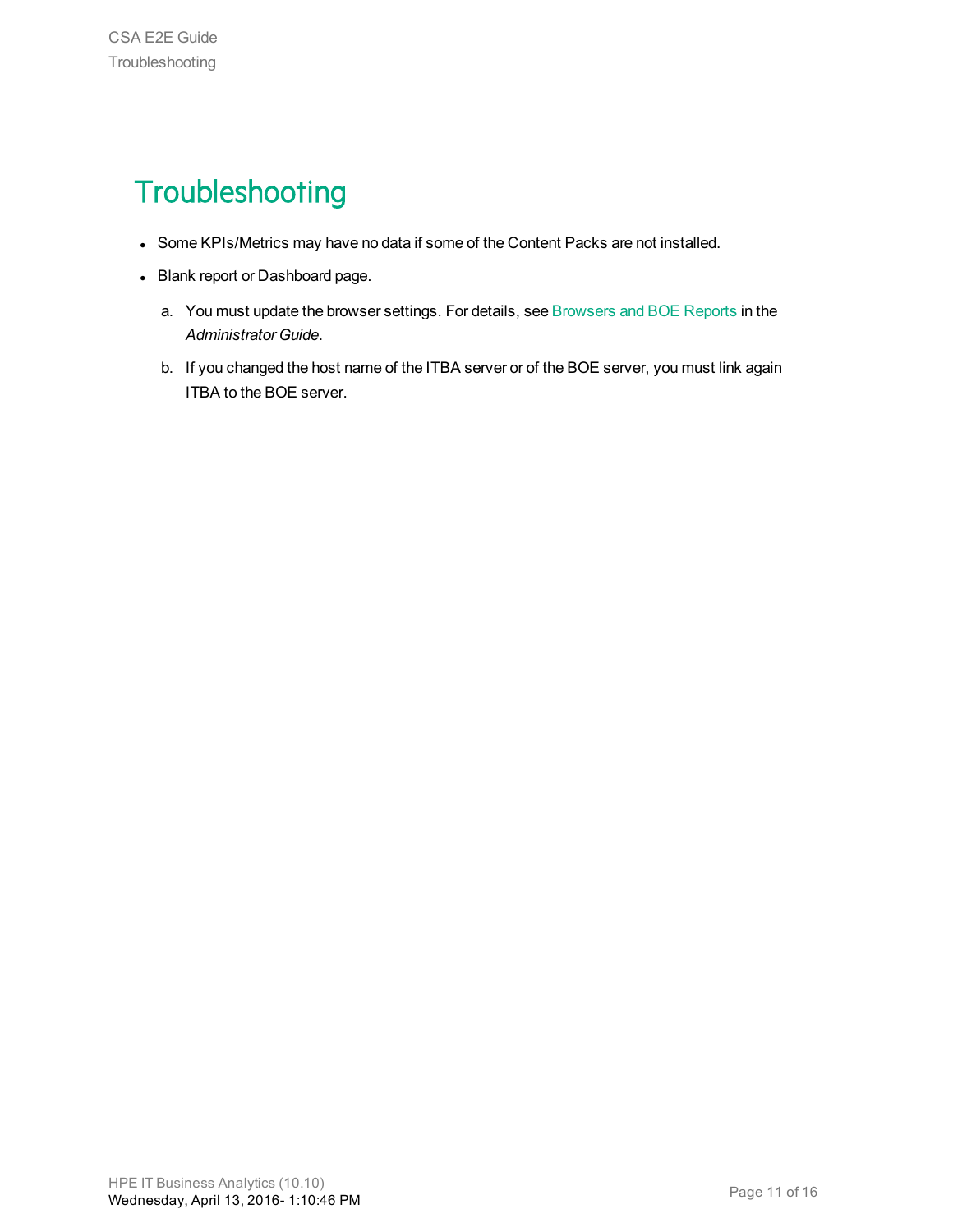# Troubleshooting

- Some KPIs/Metrics may have no data if some of the Content Packs are not installed.
- Blank report or Dashboard page.

  a. You must update the browser settings. For details, see Browsers and BOE Reports in the *Administrator Guide*.

  b. If you changed the host name of the ITBA server or of the BOE server, you must link again ITBA to the BOE server.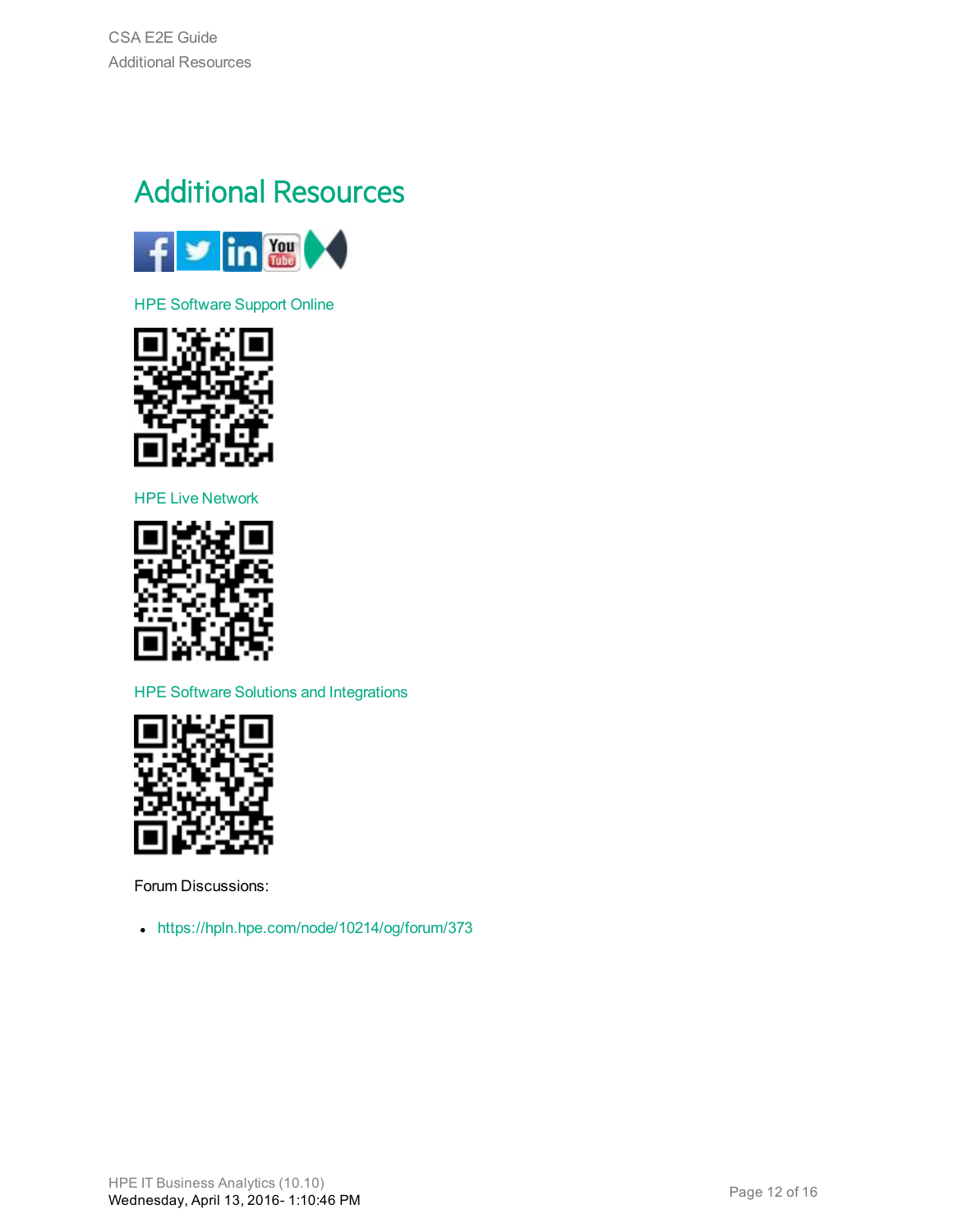# Additional Resources

HPE Software Support Online

HPE Live Network

HPE Software Solutions and Integrations

Forum Discussions:

- https://hpln.hpe.com/node/10214/og/forum/373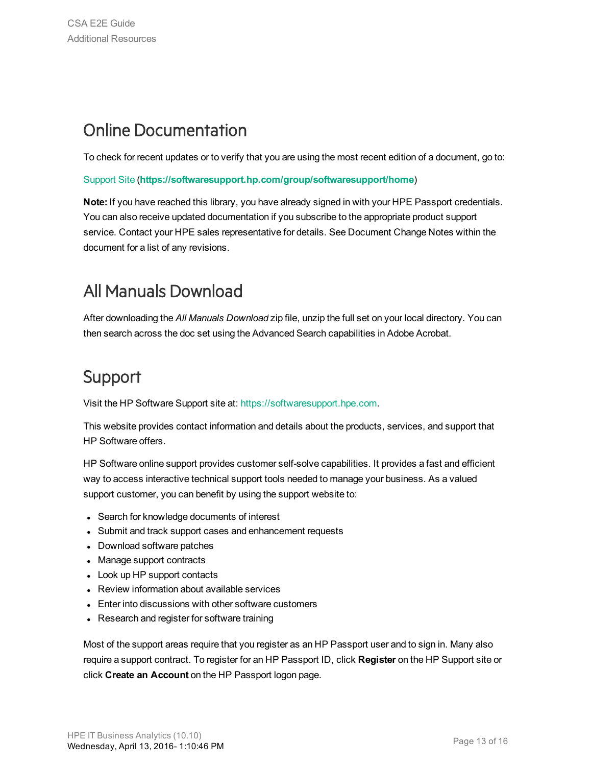## Online Documentation

To check for recent updates or to verify that you are using the most recent edition of a document, go to:

Support Site (**https://softwaresupport.hp.com/group/softwaresupport/home**)

**Note:** If you have reached this library, you have already signed in with your HPE Passport credentials. You can also receive updated documentation if you subscribe to the appropriate product support service. Contact your HPE sales representative for details. See Document Change Notes within the document for a list of any revisions.

## All Manuals Download

After downloading the *All Manuals Download* zip file, unzip the full set on your local directory. You can then search across the doc set using the Advanced Search capabilities in Adobe Acrobat.

## Support

Visit the HP Software Support site at: https://softwaresupport.hpe.com.

This website provides contact information and details about the products, services, and support that HP Software offers.

HP Software online support provides customer self-solve capabilities. It provides a fast and efficient way to access interactive technical support tools needed to manage your business. As a valued support customer, you can benefit by using the support website to:

- Search for knowledge documents of interest
- Submit and track support cases and enhancement requests
- Download software patches
- Manage support contracts
- Look up HP support contacts
- Review information about available services
- Enter into discussions with other software customers
- Research and register for software training

Most of the support areas require that you register as an HP Passport user and to sign in. Many also require a support contract. To register for an HP Passport ID, click **Register** on the HP Support site or click **Create an Account** on the HP Passport logon page.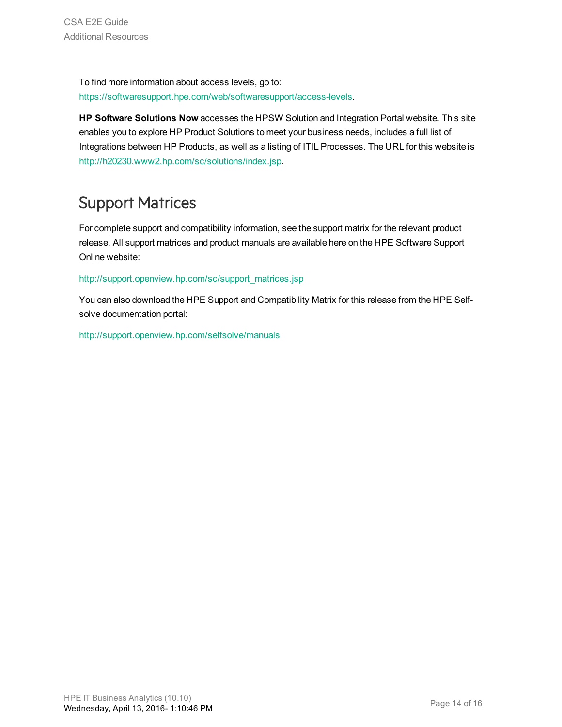To find more information about access levels, go to: https://softwaresupport.hpe.com/web/softwaresupport/access-levels.

**HP Software Solutions Now** accesses the HPSW Solution and Integration Portal website. This site enables you to explore HP Product Solutions to meet your business needs, includes a full list of Integrations between HP Products, as well as a listing of ITIL Processes. The URL for this website is http://h20230.www2.hp.com/sc/solutions/index.jsp.

## Support Matrices

For complete support and compatibility information, see the support matrix for the relevant product release. All support matrices and product manuals are available here on the HPE Software Support Online website:

http://support.openview.hp.com/sc/support_matrices.jsp

You can also download the HPE Support and Compatibility Matrix for this release from the HPE Self-solve documentation portal:

http://support.openview.hp.com/selfsolve/manuals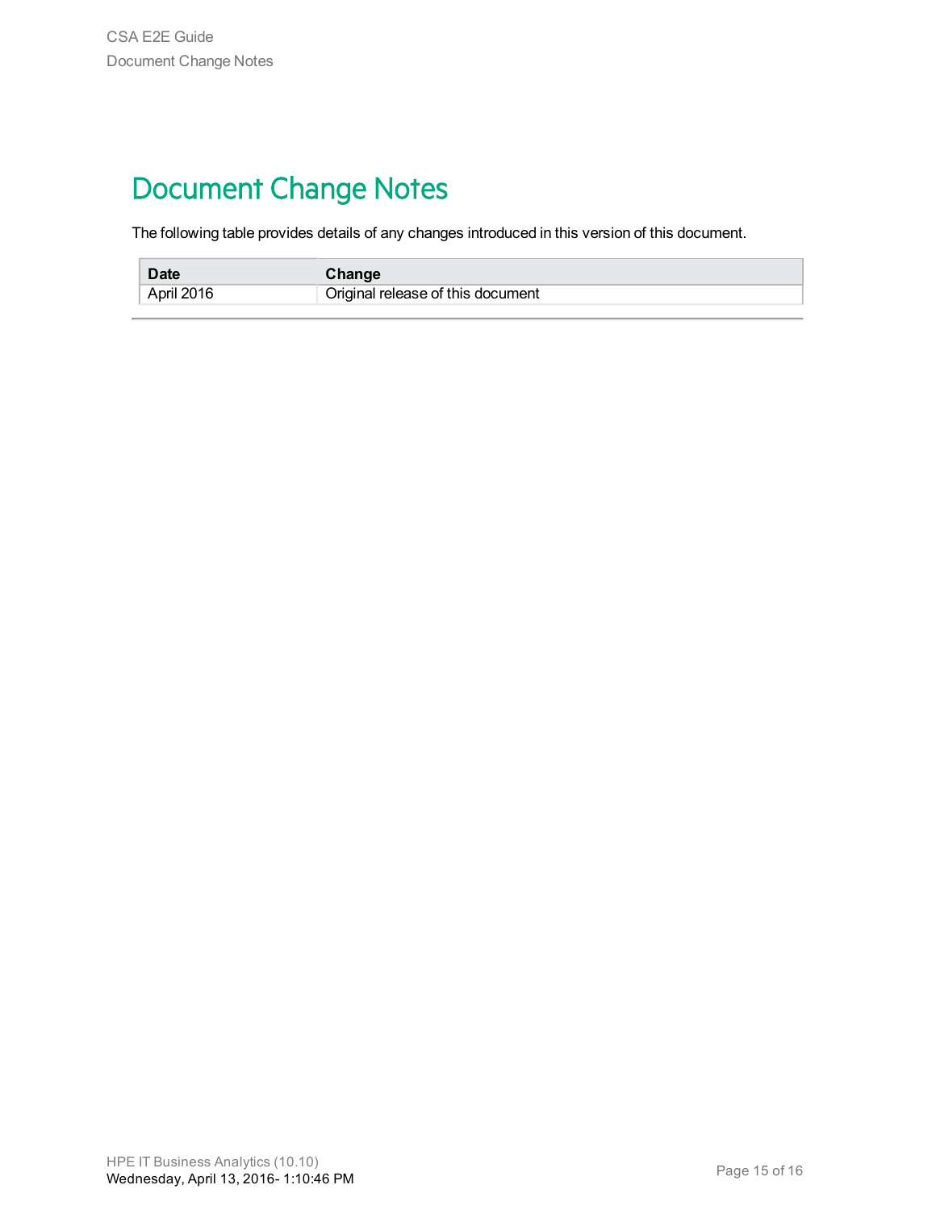# Document Change Notes

The following table provides details of any changes introduced in this version of this document.

| Date | Change |
| --- | --- |
| April 2016 | Original release of this document |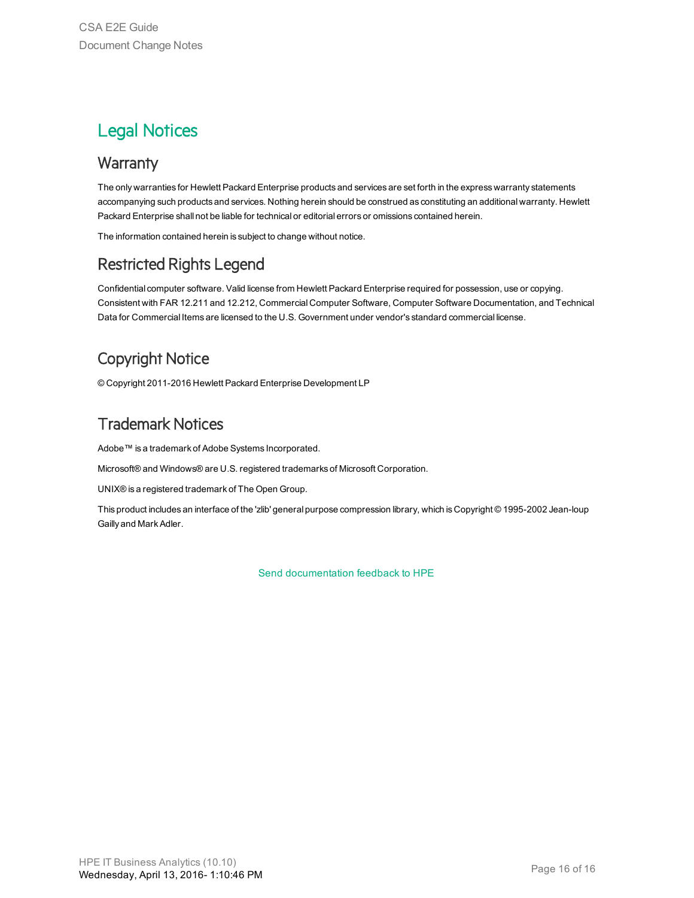# Legal Notices

## Warranty

The only warranties for Hewlett Packard Enterprise products and services are set forth in the express warranty statements accompanying such products and services. Nothing herein should be construed as constituting an additional warranty. Hewlett Packard Enterprise shall not be liable for technical or editorial errors or omissions contained herein.

The information contained herein is subject to change without notice.

## Restricted Rights Legend

Confidential computer software. Valid license from Hewlett Packard Enterprise required for possession, use or copying. Consistent with FAR 12.211 and 12.212, Commercial Computer Software, Computer Software Documentation, and Technical Data for Commercial Items are licensed to the U.S. Government under vendor's standard commercial license.

## Copyright Notice

© Copyright 2011-2016 Hewlett Packard Enterprise Development LP

## Trademark Notices

Adobe™ is a trademark of Adobe Systems Incorporated.

Microsoft® and Windows® are U.S. registered trademarks of Microsoft Corporation.

UNIX® is a registered trademark of The Open Group.

This product includes an interface of the 'zlib' general purpose compression library, which is Copyright © 1995-2002 Jean-loup Gailly and Mark Adler.

Send documentation feedback to HPE